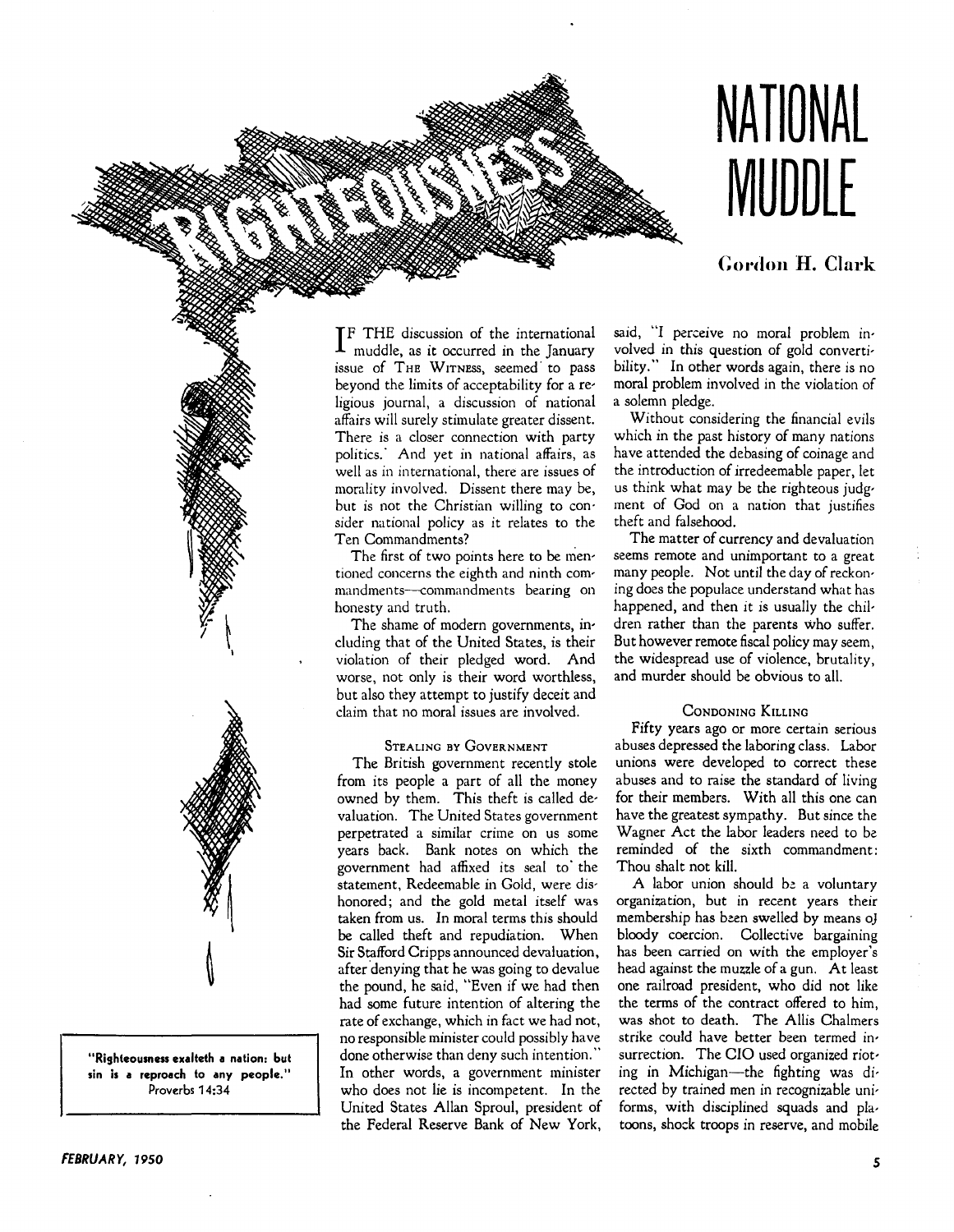# RIGHTEOUSNESS NATIONAL MUDDLE

**Gordon H. Clark**

> **"Righteousness exalteth a nation: but sin is a reproach to any people."**
> Proverbs 14:34

IF THE discussion of the international muddle, as it occurred in the January issue of THE WITNESS, seemed to pass beyond the limits of acceptability for a religious journal, a discussion of national affairs will surely stimulate greater dissent. There is a closer connection with party politics. And yet in national affairs, as well as in international, there are issues of morality involved. Dissent there may be, but is not the Christian willing to consider national policy as it relates to the Ten Commandments?

The first of two points here to be mentioned concerns the eighth and ninth commandments—commandments bearing on honesty and truth.

The shame of modern governments, including that of the United States, is their violation of their pledged word. And worse, not only is their word worthless, but also they attempt to justify deceit and claim that no moral issues are involved.

### STEALING BY GOVERNMENT

The British government recently stole from its people a part of all the money owned by them. This theft is called devaluation. The United States government perpetrated a similar crime on us some years back. Bank notes on which the government had affixed its seal to the statement, Redeemable in Gold, were dishonored; and the gold metal itself was taken from us. In moral terms this should be called theft and repudiation. When Sir Stafford Cripps announced devaluation, after denying that he was going to devalue the pound, he said, "Even if we had then had some future intention of altering the rate of exchange, which in fact we had not, no responsible minister could possibly have done otherwise than deny such intention." In other words, a government minister who does not lie is incompetent. In the United States Allan Sproul, president of the Federal Reserve Bank of New York, said, "I perceive no moral problem involved in this question of gold convertibility." In other words again, there is no moral problem involved in the violation of a solemn pledge.

Without considering the financial evils which in the past history of many nations have attended the debasing of coinage and the introduction of irredeemable paper, let us think what may be the righteous judgment of God on a nation that justifies theft and falsehood.

The matter of currency and devaluation seems remote and unimportant to a great many people. Not until the day of reckoning does the populace understand what has happened, and then it is usually the children rather than the parents who suffer. But however remote fiscal policy may seem, the widespread use of violence, brutality, and murder should be obvious to all.

### CONDONING KILLING

Fifty years ago or more certain serious abuses depressed the laboring class. Labor unions were developed to correct these abuses and to raise the standard of living for their members. With all this one can have the greatest sympathy. But since the Wagner Act the labor leaders need to be reminded of the sixth commandment: Thou shalt not kill.

A labor union should be a voluntary organization, but in recent years their membership has been swelled by means of bloody coercion. Collective bargaining has been carried on with the employer's head against the muzzle of a gun. At least one railroad president, who did not like the terms of the contract offered to him, was shot to death. The Allis Chalmers strike could have better been termed insurrection. The CIO used organized rioting in Michigan—the fighting was directed by trained men in recognizable uniforms, with disciplined squads and platoons, shock troops in reserve, and mobile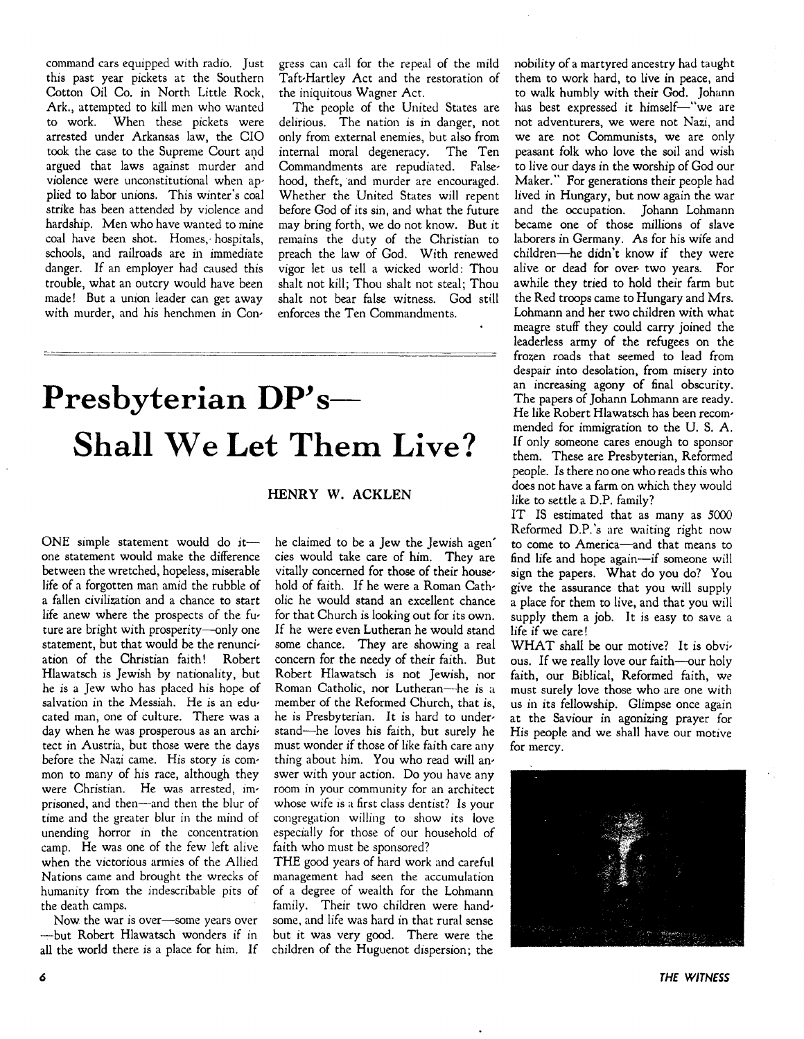command cars equipped with radio. Just this past year pickets at the Southern Cotton Oil Co. in North Little Rock, Ark., attempted to kill men who wanted to work. When these pickets were arrested under Arkansas law, the CIO took the case to the Supreme Court and argued that laws against murder and violence were unconstitutional when applied to labor unions. This winter's coal strike has been attended by violence and hardship. Men who have wanted to mine coal have been shot. Homes, hospitals, schools, and railroads are in immediate danger. If an employer had caused this trouble, what an outcry would have been made! But a union leader can get away with murder, and his henchmen in Congress can call for the repeal of the mild Taft-Hartley Act and the restoration of the iniquitous Wagner Act.

The people of the United States are delirious. The nation is in danger, not only from external enemies, but also from internal moral degeneracy. The Ten Commandments are repudiated. Falsehood, theft, and murder are encouraged. Whether the United States will repent before God of its sin, and what the future may bring forth, we do not know. But it remains the duty of the Christian to preach the law of God. With renewed vigor let us tell a wicked world: Thou shalt not kill; Thou shalt not steal; Thou shalt not bear false witness. God still enforces the Ten Commandments.

# Presbyterian DP's— Shall We Let Them Live?

### HENRY W. ACKLEN

ONE simple statement would do it—one statement would make the difference between the wretched, hopeless, miserable life of a forgotten man amid the rubble of a fallen civilization and a chance to start life anew where the prospects of the future are bright with prosperity—only one statement, but that would be the renunciation of the Christian faith! Robert Hlawatsch is Jewish by nationality, but he is a Jew who has placed his hope of salvation in the Messiah. He is an educated man, one of culture. There was a day when he was prosperous as an architect in Austria, but those were the days before the Nazi came. His story is common to many of his race, although they were Christian. He was arrested, imprisoned, and then—and then the blur of time and the greater blur in the mind of unending horror in the concentration camp. He was one of the few left alive when the victorious armies of the Allied Nations came and brought the wrecks of humanity from the indescribable pits of the death camps.

Now the war is over—some years over—but Robert Hlawatsch wonders if in all the world there is a place for him. If he claimed to be a Jew the Jewish agencies would take care of him. They are vitally concerned for those of their household of faith. If he were a Roman Catholic he would stand an excellent chance for that Church is looking out for its own. If he were even Lutheran he would stand some chance. They are showing a real concern for the needy of their faith. But Robert Hlawatsch is not Jewish, nor Roman Catholic, nor Lutheran—he is a member of the Reformed Church, that is, he is Presbyterian. It is hard to understand—he loves his faith, but surely he must wonder if those of like faith care any thing about him. You who read will answer with your action. Do you have any room in your community for an architect whose wife is a first class dentist? Is your congregation willing to show its love especially for those of our household of faith who must be sponsored?

THE good years of hard work and careful management had seen the accumulation of a degree of wealth for the Lohmann family. Their two children were handsome, and life was hard in that rural sense but it was very good. There were the children of the Huguenot dispersion; the nobility of a martyred ancestry had taught them to work hard, to live in peace, and to walk humbly with their God. Johann has best expressed it himself—"we are not adventurers, we were not Nazi, and we are not Communists, we are only peasant folk who love the soil and wish to live our days in the worship of God our Maker." For generations their people had lived in Hungary, but now again the war and the occupation. Johann Lohmann became one of those millions of slave laborers in Germany. As for his wife and children—he didn't know if they were alive or dead for over two years. For awhile they tried to hold their farm but the Red troops came to Hungary and Mrs. Lohmann and her two children with what meagre stuff they could carry joined the leaderless army of the refugees on the frozen roads that seemed to lead from despair into desolation, from misery into an increasing agony of final obscurity. The papers of Johann Lohmann are ready. He like Robert Hlawatsch has been recommended for immigration to the U. S. A. If only someone cares enough to sponsor them. These are Presbyterian, Reformed people. Is there no one who reads this who does not have a farm on which they would like to settle a D.P. family?

IT IS estimated that as many as 5000 Reformed D.P.'s are waiting right now to come to America—and that means to find life and hope again—if someone will sign the papers. What do you do? You give the assurance that you will supply a place for them to live, and that you will supply them a job. It is easy to save a life if we care!

WHAT shall be our motive? It is obvious. If we really love our faith—our holy faith, our Biblical, Reformed faith, we must surely love those who are one with us in its fellowship. Glimpse once again at the Saviour in agonizing prayer for His people and we shall have our motive for mercy.